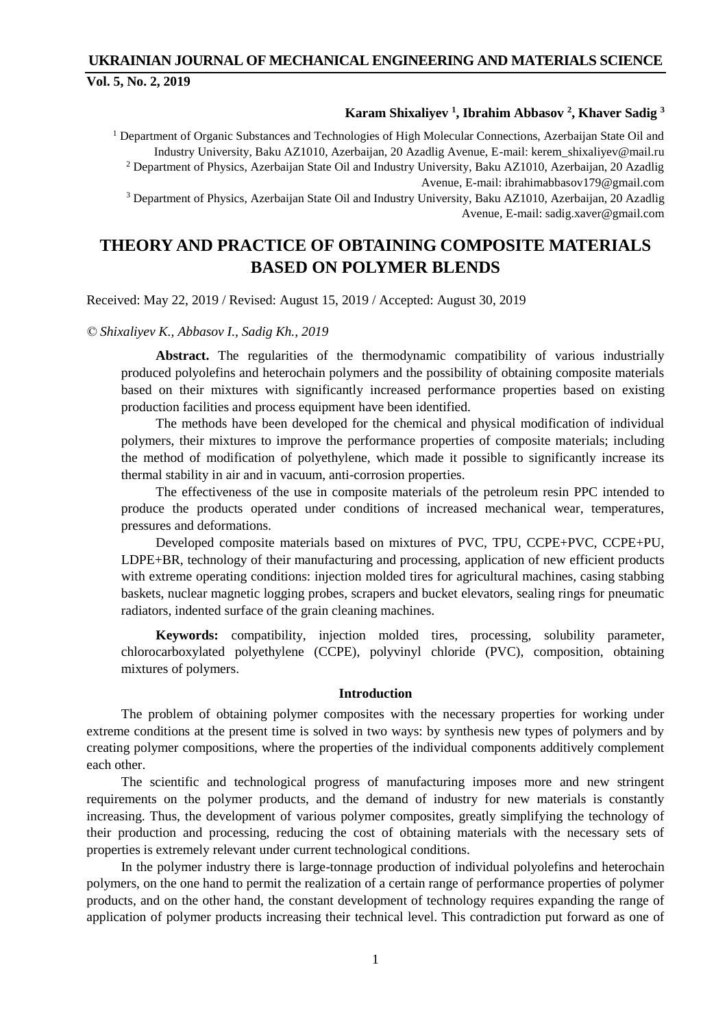**Karam Shixaliyev [1], Ibrahim Abbasov [2], Khaver Sadig [3]**

[1] Department of Organic Substances and Technologies of High Molecular Connections, Azerbaijan State Oil and Industry University, Baku AZ1010, Azerbaijan, 20 Azadlig Avenue, E-mail: kerem_shixaliyev@mail.ru

[2] Department of Physics, Azerbaijan State Oil and Industry University, Baku AZ1010, Azerbaijan, 20 Azadlig Avenue, E-mail: ibrahimabbasov179@gmail.com

[3] Department of Physics, Azerbaijan State Oil and Industry University, Baku AZ1010, Azerbaijan, 20 Azadlig Avenue, E-mail: sadig.xaver@gmail.com

# THEORY AND PRACTICE OF OBTAINING COMPOSITE MATERIALS BASED ON POLYMER BLENDS

Received: May 22, 2019 / Revised: August 15, 2019 / Accepted: August 30, 2019

*© Shixaliyev K., Abbasov I., Sadig Kh., 2019*

**Abstract.** The regularities of the thermodynamic compatibility of various industrially produced polyolefins and heterochain polymers and the possibility of obtaining composite materials based on their mixtures with significantly increased performance properties based on existing production facilities and process equipment have been identified.

The methods have been developed for the chemical and physical modification of individual polymers, their mixtures to improve the performance properties of composite materials; including the method of modification of polyethylene, which made it possible to significantly increase its thermal stability in air and in vacuum, anti-corrosion properties.

The effectiveness of the use in composite materials of the petroleum resin PPC intended to produce the products operated under conditions of increased mechanical wear, temperatures, pressures and deformations.

Developed composite materials based on mixtures of PVC, TPU, CCPE+PVC, CCPE+PU, LDPE+BR, technology of their manufacturing and processing, application of new efficient products with extreme operating conditions: injection molded tires for agricultural machines, casing stabbing baskets, nuclear magnetic logging probes, scrapers and bucket elevators, sealing rings for pneumatic radiators, indented surface of the grain cleaning machines.

**Keywords:** compatibility, injection molded tires, processing, solubility parameter, chlorocarboxylated polyethylene (CCPE), polyvinyl chloride (PVC), composition, obtaining mixtures of polymers.

## Introduction

The problem of obtaining polymer composites with the necessary properties for working under extreme conditions at the present time is solved in two ways: by synthesis new types of polymers and by creating polymer compositions, where the properties of the individual components additively complement each other.

The scientific and technological progress of manufacturing imposes more and new stringent requirements on the polymer products, and the demand of industry for new materials is constantly increasing. Thus, the development of various polymer composites, greatly simplifying the technology of their production and processing, reducing the cost of obtaining materials with the necessary sets of properties is extremely relevant under current technological conditions.

In the polymer industry there is large-tonnage production of individual polyolefins and heterochain polymers, on the one hand to permit the realization of a certain range of performance properties of polymer products, and on the other hand, the constant development of technology requires expanding the range of application of polymer products increasing their technical level. This contradiction put forward as one of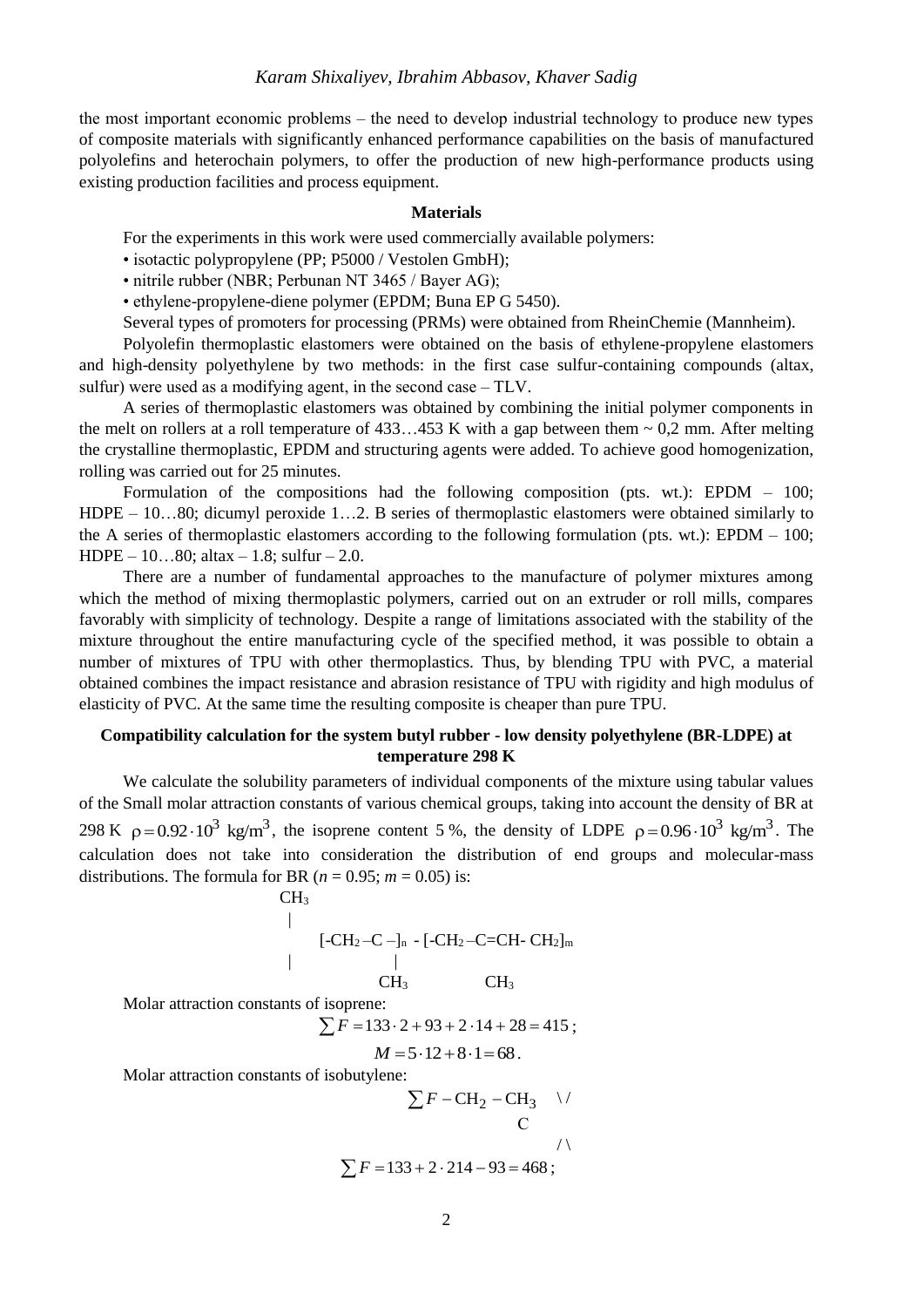the most important economic problems – the need to develop industrial technology to produce new types of composite materials with significantly enhanced performance capabilities on the basis of manufactured polyolefins and heterochain polymers, to offer the production of new high-performance products using existing production facilities and process equipment.

## Materials

For the experiments in this work were used commercially available polymers:

- isotactic polypropylene (PP; P5000 / Vestolen GmbH);
- nitrile rubber (NBR; Perbunan NT 3465 / Bayer AG);
- ethylene-propylene-diene polymer (EPDM; Buna EP G 5450).

Several types of promoters for processing (PRMs) were obtained from RheinChemie (Mannheim).

Polyolefin thermoplastic elastomers were obtained on the basis of ethylene-propylene elastomers and high-density polyethylene by two methods: in the first case sulfur-containing compounds (altax, sulfur) were used as a modifying agent, in the second case – TLV.

A series of thermoplastic elastomers was obtained by combining the initial polymer components in the melt on rollers at a roll temperature of 433…453 K with a gap between them ~ 0,2 mm. After melting the crystalline thermoplastic, EPDM and structuring agents were added. To achieve good homogenization, rolling was carried out for 25 minutes.

Formulation of the compositions had the following composition (pts. wt.): EPDM – 100; HDPE – 10…80; dicumyl peroxide 1…2. B series of thermoplastic elastomers were obtained similarly to the A series of thermoplastic elastomers according to the following formulation (pts. wt.): EPDM – 100; HDPE – 10…80; altax – 1.8; sulfur – 2.0.

There are a number of fundamental approaches to the manufacture of polymer mixtures among which the method of mixing thermoplastic polymers, carried out on an extruder or roll mills, compares favorably with simplicity of technology. Despite a range of limitations associated with the stability of the mixture throughout the entire manufacturing cycle of the specified method, it was possible to obtain a number of mixtures of TPU with other thermoplastics. Thus, by blending TPU with PVC, a material obtained combines the impact resistance and abrasion resistance of TPU with rigidity and high modulus of elasticity of PVC. At the same time the resulting composite is cheaper than pure TPU.

## Compatibility calculation for the system butyl rubber - low density polyethylene (BR-LDPE) at temperature 298 K

We calculate the solubility parameters of individual components of the mixture using tabular values of the Small molar attraction constants of various chemical groups, taking into account the density of BR at 298 K $\rho = 0.92 \cdot 10^3$ kg/m$^3$, the isoprene content 5 %, the density of LDPE $\rho = 0.96 \cdot 10^3$ kg/m$^3$. The calculation does not take into consideration the distribution of end groups and molecular-mass distributions. The formula for BR ($n$ = 0.95; $m$ = 0.05) is:

```
        CH3
         |
       [-CH2–C –]n - [-CH2–C=CH- CH2]m
         |              |
        CH3            CH3
```

Molar attraction constants of isoprene:

$$\sum F = 133 \cdot 2 + 93 + 2 \cdot 14 + 28 = 415\,;$$

$$M = 5 \cdot 12 + 8 \cdot 1 = 68\,.$$

Molar attraction constants of isobutylene:

$$\sum F - \mathrm{CH_2} - \mathrm{CH_3} \quad \overset{\backslash /}{\underset{/ \backslash}{\mathrm{C}}}$$

$$\sum F = 133 + 2 \cdot 214 - 93 = 468\,;$$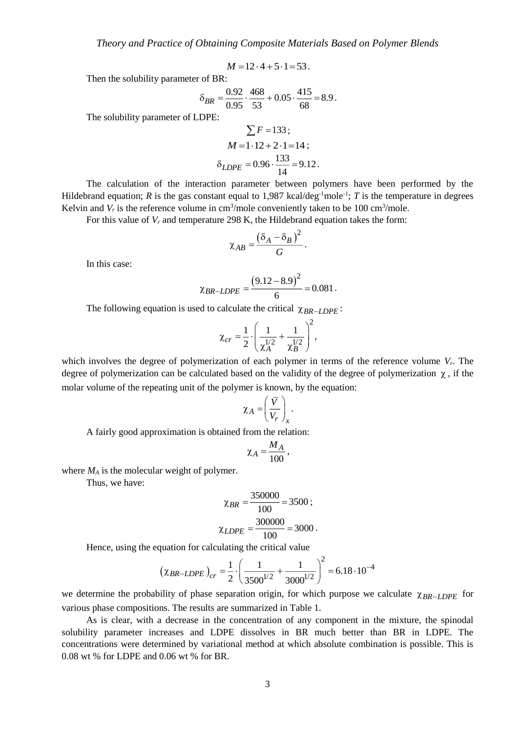$$M = 12 \cdot 4 + 5 \cdot 1 = 53.$$

Then the solubility parameter of BR:

$$\delta_{BR} = \frac{0.92}{0.95} \cdot \frac{468}{53} + 0.05 \cdot \frac{415}{68} = 8.9.$$

The solubility parameter of LDPE:

$$\sum F = 133;$$

$$M = 1 \cdot 12 + 2 \cdot 1 = 14;$$

$$\delta_{LDPE} = 0.96 \cdot \frac{133}{14} = 9.12.$$

The calculation of the interaction parameter between polymers have been performed by the Hildebrand equation; *R* is the gas constant equal to 1,987 kcal/deg$^{-1}$mole$^{-1}$; *T* is the temperature in degrees Kelvin and $V_r$ is the reference volume in cm$^3$/mole conveniently taken to be 100 cm$^3$/mole.

For this value of $V_r$ and temperature 298 K, the Hildebrand equation takes the form:

$$\chi_{AB} = \frac{(\delta_A - \delta_B)^2}{G}.$$

In this case:

$$\chi_{BR-LDPE} = \frac{(9.12 - 8.9)^2}{6} = 0.081.$$

The following equation is used to calculate the critical $\chi_{BR-LDPE}$:

$$\chi_{cr} = \frac{1}{2} \cdot \left( \frac{1}{\chi_A^{1/2}} + \frac{1}{\chi_B^{1/2}} \right)^2,$$

which involves the degree of polymerization of each polymer in terms of the reference volume $V_r$. The degree of polymerization can be calculated based on the validity of the degree of polymerization $\chi$, if the molar volume of the repeating unit of the polymer is known, by the equation:

$$\chi_A = \left( \frac{\bar{V}}{V_r} \right)_x.$$

A fairly good approximation is obtained from the relation:

$$\chi_A = \frac{M_A}{100},$$

where $M_A$ is the molecular weight of polymer.

Thus, we have:

$$\chi_{BR} = \frac{350000}{100} = 3500;$$

$$\chi_{LDPE} = \frac{300000}{100} = 3000.$$

Hence, using the equation for calculating the critical value

$$(\chi_{BR-LDPE})_{cr} = \frac{1}{2} \cdot \left( \frac{1}{3500^{1/2}} + \frac{1}{3000^{1/2}} \right)^2 = 6.18 \cdot 10^{-4}$$

we determine the probability of phase separation origin, for which purpose we calculate $\chi_{BR-LDPE}$ for various phase compositions. The results are summarized in Table 1.

As is clear, with a decrease in the concentration of any component in the mixture, the spinodal solubility parameter increases and LDPE dissolves in BR much better than BR in LDPE. The concentrations were determined by variational method at which absolute combination is possible. This is 0.08 wt % for LDPE and 0.06 wt % for BR.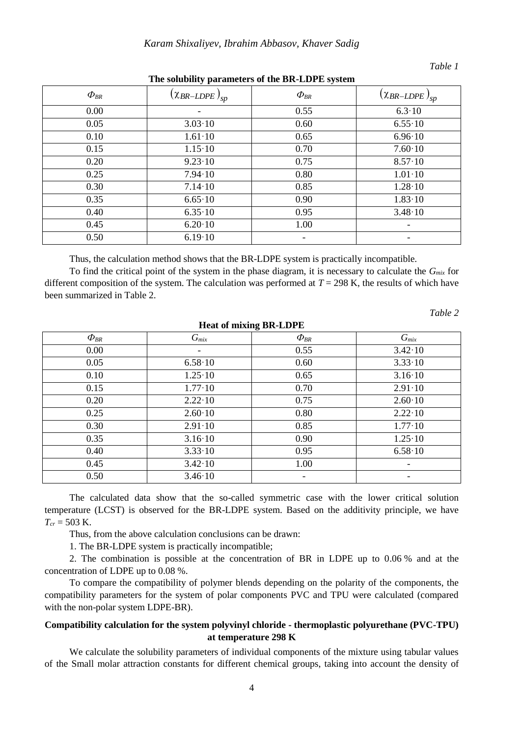*Table 1*

**The solubility parameters of the BR-LDPE system**

| $\Phi_{BR}$ | $(\chi_{BR-LDPE})_{sp}$ | $\Phi_{BR}$ | $(\chi_{BR-LDPE})_{sp}$ |
|---|---|---|---|
| 0.00 | - | 0.55 | 6.3·10 |
| 0.05 | 3.03·10 | 0.60 | 6.55·10 |
| 0.10 | 1.61·10 | 0.65 | 6.96·10 |
| 0.15 | 1.15·10 | 0.70 | 7.60·10 |
| 0.20 | 9.23·10 | 0.75 | 8.57·10 |
| 0.25 | 7.94·10 | 0.80 | 1.01·10 |
| 0.30 | 7.14·10 | 0.85 | 1.28·10 |
| 0.35 | 6.65·10 | 0.90 | 1.83·10 |
| 0.40 | 6.35·10 | 0.95 | 3.48·10 |
| 0.45 | 6.20·10 | 1.00 | - |
| 0.50 | 6.19·10 | - | - |

Thus, the calculation method shows that the BR-LDPE system is practically incompatible.

To find the critical point of the system in the phase diagram, it is necessary to calculate the $G_{mix}$ for different composition of the system. The calculation was performed at $T = 298$ K, the results of which have been summarized in Table 2.

*Table 2*

**Heat of mixing BR-LDPE**

| $\Phi_{BR}$ | $G_{mix}$ | $\Phi_{BR}$ | $G_{mix}$ |
|---|---|---|---|
| 0.00 | - | 0.55 | 3.42·10 |
| 0.05 | 6.58·10 | 0.60 | 3.33·10 |
| 0.10 | 1.25·10 | 0.65 | 3.16·10 |
| 0.15 | 1.77·10 | 0.70 | 2.91·10 |
| 0.20 | 2.22·10 | 0.75 | 2.60·10 |
| 0.25 | 2.60·10 | 0.80 | 2.22·10 |
| 0.30 | 2.91·10 | 0.85 | 1.77·10 |
| 0.35 | 3.16·10 | 0.90 | 1.25·10 |
| 0.40 | 3.33·10 | 0.95 | 6.58·10 |
| 0.45 | 3.42·10 | 1.00 | - |
| 0.50 | 3.46·10 | - | - |

The calculated data show that the so-called symmetric case with the lower critical solution temperature (LCST) is observed for the BR-LDPE system. Based on the additivity principle, we have $T_{cr} = 503$ K.

Thus, from the above calculation conclusions can be drawn:

1. The BR-LDPE system is practically incompatible;

2. The combination is possible at the concentration of BR in LDPE up to 0.06 % and at the concentration of LDPE up to 0.08 %.

To compare the compatibility of polymer blends depending on the polarity of the components, the compatibility parameters for the system of polar components PVC and TPU were calculated (compared with the non-polar system LDPE-BR).

### Compatibility calculation for the system polyvinyl chloride - thermoplastic polyurethane (PVC-TPU) at temperature 298 K

We calculate the solubility parameters of individual components of the mixture using tabular values of the Small molar attraction constants for different chemical groups, taking into account the density of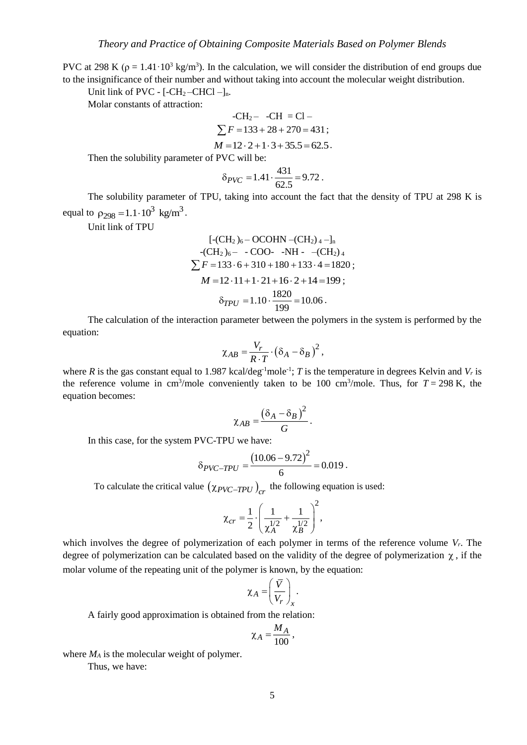PVC at 298 K ($\rho = 1.41 \cdot 10^3$ kg/m$^3$). In the calculation, we will consider the distribution of end groups due to the insignificance of their number and without taking into account the molecular weight distribution.

Unit link of PVC - [-$CH_2$–CHCl –]$_n$.

Molar constants of attraction:

$$\text{-CH}_2\text{–} \quad \text{-CH} \; = \text{Cl –}$$

$$\sum F = 133 + 28 + 270 = 431;$$

$$M = 12 \cdot 2 + 1 \cdot 3 + 35.5 = 62.5.$$

Then the solubility parameter of PVC will be:

$$\delta_{PVC} = 1.41 \cdot \frac{431}{62.5} = 9.72.$$

The solubility parameter of TPU, taking into account the fact that the density of TPU at 298 K is equal to $\rho_{298} = 1.1 \cdot 10^3$ kg/m$^3$.

Unit link of TPU

$$[\text{-(CH}_2)_6 \text{– OCOHN –(CH}_2)_4 \text{–}]_n$$

$$\text{-(CH}_2)_6\text{–} \quad \text{- COO-} \quad \text{-NH -} \quad \text{–(CH}_2)_4$$

$$\sum F = 133 \cdot 6 + 310 + 180 + 133 \cdot 4 = 1820;$$

$$M = 12 \cdot 11 + 1 \cdot 21 + 16 \cdot 2 + 14 = 199;$$

$$\delta_{TPU} = 1.10 \cdot \frac{1820}{199} = 10.06.$$

The calculation of the interaction parameter between the polymers in the system is performed by the equation:

$$\chi_{AB} = \frac{V_r}{R \cdot T} \cdot \left(\delta_A - \delta_B\right)^2,$$

where $R$ is the gas constant equal to 1.987 kcal/deg$^{-1}$mole$^{-1}$; $T$ is the temperature in degrees Kelvin and $V_r$ is the reference volume in cm$^3$/mole conveniently taken to be 100 cm$^3$/mole. Thus, for $T = 298$ K, the equation becomes:

$$\chi_{AB} = \frac{\left(\delta_A - \delta_B\right)^2}{G}.$$

In this case, for the system PVC-TPU we have:

$$\delta_{PVC-TPU} = \frac{\left(10.06 - 9.72\right)^2}{6} = 0.019.$$

To calculate the critical value $\left(\chi_{PVC-TPU}\right)_{cr}$ the following equation is used:

$$\chi_{cr} = \frac{1}{2} \cdot \left(\frac{1}{\chi_A^{1/2}} + \frac{1}{\chi_B^{1/2}}\right)^2,$$

which involves the degree of polymerization of each polymer in terms of the reference volume $V_r$. The degree of polymerization can be calculated based on the validity of the degree of polymerization $\chi$, if the molar volume of the repeating unit of the polymer is known, by the equation:

$$\chi_A = \left(\frac{\overline{V}}{V_r}\right)_x.$$

A fairly good approximation is obtained from the relation:

$$\chi_A = \frac{M_A}{100},$$

where $M_A$ is the molecular weight of polymer.

Thus, we have: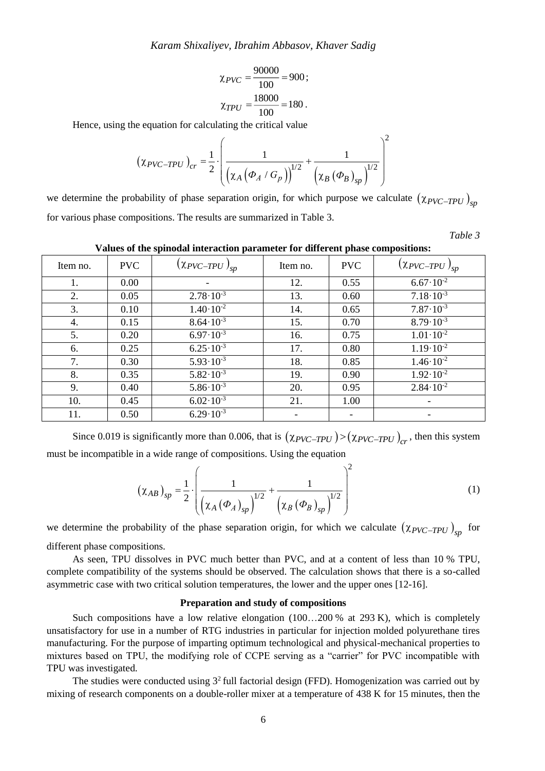$$\chi_{PVC} = \frac{90000}{100} = 900;$$

$$\chi_{TPU} = \frac{18000}{100} = 180.$$

Hence, using the equation for calculating the critical value

$$(\chi_{PVC-TPU})_{cr} = \frac{1}{2} \cdot \left( \frac{1}{\left(\chi_A \left(\Phi_A / G_p\right)\right)^{1/2}} + \frac{1}{\left(\chi_B \left(\Phi_B\right)_{sp}\right)^{1/2}} \right)^2$$

we determine the probability of phase separation origin, for which purpose we calculate $(\chi_{PVC-TPU})_{sp}$ for various phase compositions. The results are summarized in Table 3.

*Table 3*

**Values of the spinodal interaction parameter for different phase compositions:**

| Item no. | PVC | $(\chi_{PVC-TPU})_{sp}$ | Item no. | PVC | $(\chi_{PVC-TPU})_{sp}$ |
|---|---|---|---|---|---|
| 1. | 0.00 | - | 12. | 0.55 | $6.67 \cdot 10^{-2}$ |
| 2. | 0.05 | $2.78 \cdot 10^{-3}$ | 13. | 0.60 | $7.18 \cdot 10^{-3}$ |
| 3. | 0.10 | $1.40 \cdot 10^{-2}$ | 14. | 0.65 | $7.87 \cdot 10^{-3}$ |
| 4. | 0.15 | $8.64 \cdot 10^{-3}$ | 15. | 0.70 | $8.79 \cdot 10^{-3}$ |
| 5. | 0.20 | $6.97 \cdot 10^{-3}$ | 16. | 0.75 | $1.01 \cdot 10^{-2}$ |
| 6. | 0.25 | $6.25 \cdot 10^{-3}$ | 17. | 0.80 | $1.19 \cdot 10^{-2}$ |
| 7. | 0.30 | $5.93 \cdot 10^{-3}$ | 18. | 0.85 | $1.46 \cdot 10^{-2}$ |
| 8. | 0.35 | $5.82 \cdot 10^{-3}$ | 19. | 0.90 | $1.92 \cdot 10^{-2}$ |
| 9. | 0.40 | $5.86 \cdot 10^{-3}$ | 20. | 0.95 | $2.84 \cdot 10^{-2}$ |
| 10. | 0.45 | $6.02 \cdot 10^{-3}$ | 21. | 1.00 | - |
| 11. | 0.50 | $6.29 \cdot 10^{-3}$ | - | - | - |

Since 0.019 is significantly more than 0.006, that is $(\chi_{PVC-TPU}) > (\chi_{PVC-TPU})_{cr}$, then this system must be incompatible in a wide range of compositions. Using the equation

$$(\chi_{AB})_{sp} = \frac{1}{2} \cdot \left( \frac{1}{\left(\chi_A \left(\Phi_A\right)_{sp}\right)^{1/2}} + \frac{1}{\left(\chi_B \left(\Phi_B\right)_{sp}\right)^{1/2}} \right)^2 \quad (1)$$

we determine the probability of the phase separation origin, for which we calculate $(\chi_{PVC-TPU})_{sp}$ for different phase compositions.

As seen, TPU dissolves in PVC much better than PVC, and at a content of less than 10 % TPU, complete compatibility of the systems should be observed. The calculation shows that there is a so-called asymmetric case with two critical solution temperatures, the lower and the upper ones [12-16].

## Preparation and study of compositions

Such compositions have a low relative elongation (100…200 % at 293 K), which is completely unsatisfactory for use in a number of RTG industries in particular for injection molded polyurethane tires manufacturing. For the purpose of imparting optimum technological and physical-mechanical properties to mixtures based on TPU, the modifying role of CCPE serving as a "carrier" for PVC incompatible with TPU was investigated.

The studies were conducted using $3^2$ full factorial design (FFD). Homogenization was carried out by mixing of research components on a double-roller mixer at a temperature of 438 K for 15 minutes, then the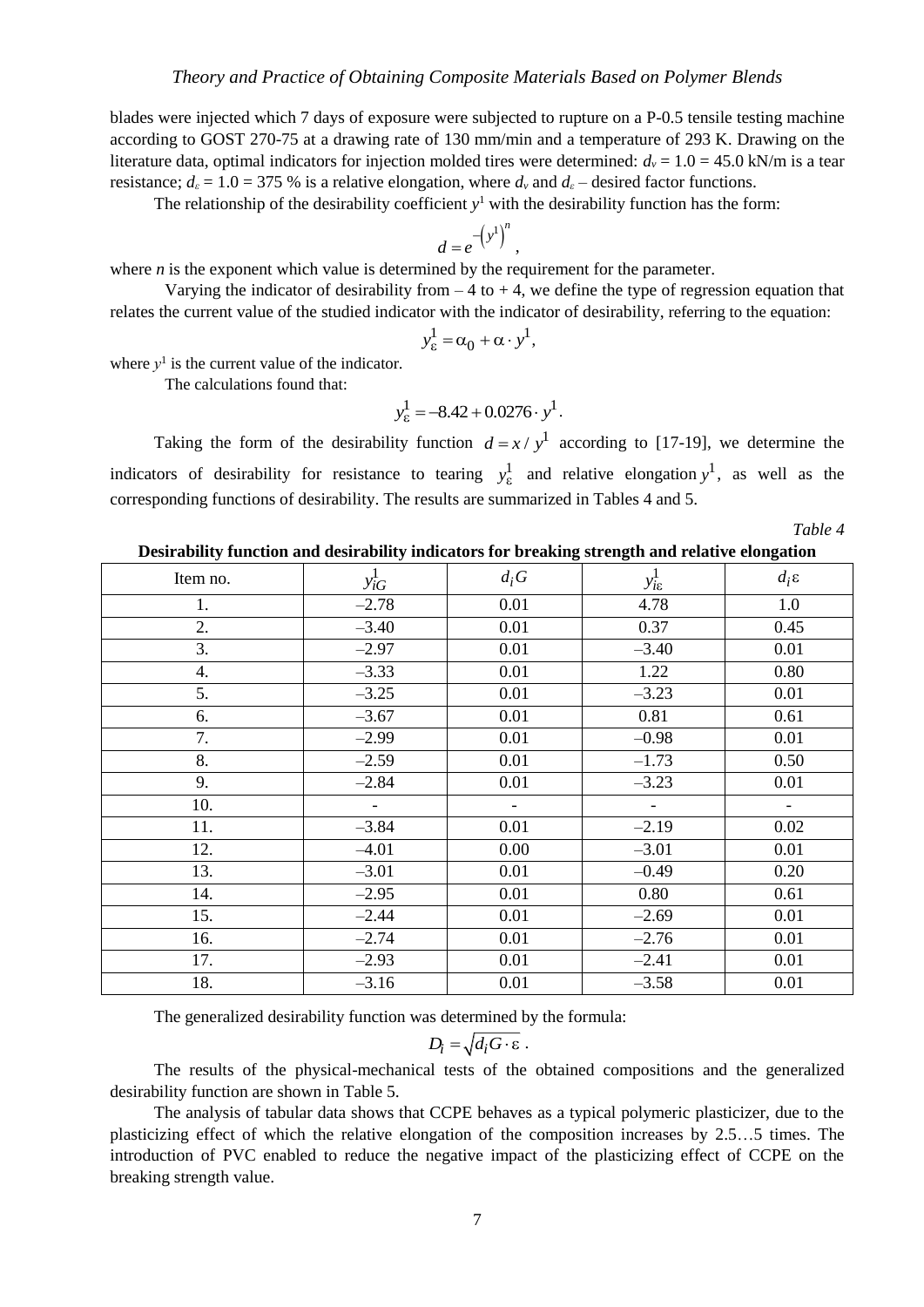blades were injected which 7 days of exposure were subjected to rupture on a P-0.5 tensile testing machine according to GOST 270-75 at a drawing rate of 130 mm/min and a temperature of 293 K. Drawing on the literature data, optimal indicators for injection molded tires were determined: $d_v = 1.0 = 45.0$ kN/m is a tear resistance; $d_\varepsilon = 1.0 = 375$ % is a relative elongation, where $d_v$ and $d_\varepsilon$ – desired factor functions.

The relationship of the desirability coefficient $y^1$ with the desirability function has the form:

$$d = e^{-\left(y^1\right)^n},$$

where $n$ is the exponent which value is determined by the requirement for the parameter.

Varying the indicator of desirability from – 4 to + 4, we define the type of regression equation that relates the current value of the studied indicator with the indicator of desirability, referring to the equation:

$$y_\varepsilon^1 = \alpha_0 + \alpha \cdot y^1,$$

where $y^1$ is the current value of the indicator.

The calculations found that:

$$y_\varepsilon^1 = -8.42 + 0.0276 \cdot y^1.$$

Taking the form of the desirability function $d = x / y^1$ according to [17-19], we determine the indicators of desirability for resistance to tearing $y_\varepsilon^1$ and relative elongation $y^1$, as well as the corresponding functions of desirability. The results are summarized in Tables 4 and 5.

*Table 4*

**Desirability function and desirability indicators for breaking strength and relative elongation**

| Item no. | $y_{iG}^1$ | $d_i G$ | $y_{i\varepsilon}^1$ | $d_i \varepsilon$ |
|---|---|---|---|---|
| 1. | –2.78 | 0.01 | 4.78 | 1.0 |
| 2. | –3.40 | 0.01 | 0.37 | 0.45 |
| 3. | –2.97 | 0.01 | –3.40 | 0.01 |
| 4. | –3.33 | 0.01 | 1.22 | 0.80 |
| 5. | –3.25 | 0.01 | –3.23 | 0.01 |
| 6. | –3.67 | 0.01 | 0.81 | 0.61 |
| 7. | –2.99 | 0.01 | –0.98 | 0.01 |
| 8. | –2.59 | 0.01 | –1.73 | 0.50 |
| 9. | –2.84 | 0.01 | –3.23 | 0.01 |
| 10. | - | - | - | - |
| 11. | –3.84 | 0.01 | –2.19 | 0.02 |
| 12. | –4.01 | 0.00 | –3.01 | 0.01 |
| 13. | –3.01 | 0.01 | –0.49 | 0.20 |
| 14. | –2.95 | 0.01 | 0.80 | 0.61 |
| 15. | –2.44 | 0.01 | –2.69 | 0.01 |
| 16. | –2.74 | 0.01 | –2.76 | 0.01 |
| 17. | –2.93 | 0.01 | –2.41 | 0.01 |
| 18. | –3.16 | 0.01 | –3.58 | 0.01 |

The generalized desirability function was determined by the formula:

$$D_i = \sqrt{d_i G \cdot \varepsilon}\,.$$

The results of the physical-mechanical tests of the obtained compositions and the generalized desirability function are shown in Table 5.

The analysis of tabular data shows that CCPE behaves as a typical polymeric plasticizer, due to the plasticizing effect of which the relative elongation of the composition increases by 2.5…5 times. The introduction of PVC enabled to reduce the negative impact of the plasticizing effect of CCPE on the breaking strength value.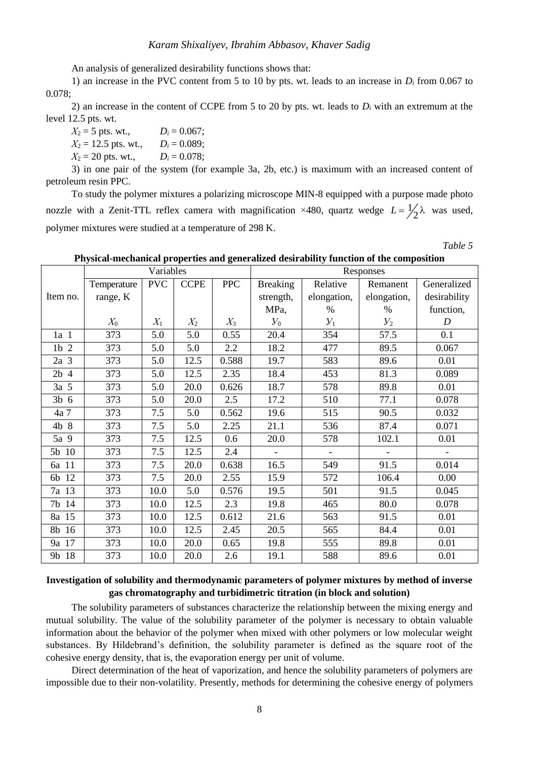An analysis of generalized desirability functions shows that:

1) an increase in the PVC content from 5 to 10 by pts. wt. leads to an increase in $D_i$ from 0.067 to 0.078;

2) an increase in the content of CCPE from 5 to 20 by pts. wt. leads to $D_i$ with an extremum at the level 12.5 pts. wt.

$X_2$ = 5 pts. wt., $D_i$ = 0.067;
$X_2$ = 12.5 pts. wt., $D_i$ = 0.089;
$X_2$ = 20 pts. wt., $D_i$ = 0.078;

3) in one pair of the system (for example 3a, 2b, etc.) is maximum with an increased content of petroleum resin PPC.

To study the polymer mixtures a polarizing microscope MIN-8 equipped with a purpose made photo nozzle with a Zenit-TTL reflex camera with magnification ×480, quartz wedge $L = \frac{1}{2}\lambda$ was used, polymer mixtures were studied at a temperature of 298 K.

*Table 5*

**Physical-mechanical properties and generalized desirability function of the composition**

| Item no. | Variables | | | | Responses | | | |
|---|---|---|---|---|---|---|---|---|
| | Temperature range, K | PVC | CCPE | PPC | Breaking strength, MPa, | Relative elongation, % | Remanent elongation, % | Generalized desirability function, |
| | $X_0$ | $X_1$ | $X_2$ | $X_3$ | $y_0$ | $y_1$ | $y_2$ | $D$ |
| 1a 1 | 373 | 5.0 | 5.0 | 0.55 | 20.4 | 354 | 57.5 | 0.1 |
| 1b 2 | 373 | 5.0 | 5.0 | 2.2 | 18.2 | 477 | 89.5 | 0.067 |
| 2a 3 | 373 | 5.0 | 12.5 | 0.588 | 19.7 | 583 | 89.6 | 0.01 |
| 2b 4 | 373 | 5.0 | 12.5 | 2.35 | 18.4 | 453 | 81.3 | 0.089 |
| 3a 5 | 373 | 5.0 | 20.0 | 0.626 | 18.7 | 578 | 89.8 | 0.01 |
| 3b 6 | 373 | 5.0 | 20.0 | 2.5 | 17.2 | 510 | 77.1 | 0.078 |
| 4a 7 | 373 | 7.5 | 5.0 | 0.562 | 19.6 | 515 | 90.5 | 0.032 |
| 4b 8 | 373 | 7.5 | 5.0 | 2.25 | 21.1 | 536 | 87.4 | 0.071 |
| 5a 9 | 373 | 7.5 | 12.5 | 0.6 | 20.0 | 578 | 102.1 | 0.01 |
| 5b 10 | 373 | 7.5 | 12.5 | 2.4 | - | - | - | - |
| 6a 11 | 373 | 7.5 | 20.0 | 0.638 | 16.5 | 549 | 91.5 | 0.014 |
| 6b 12 | 373 | 7.5 | 20.0 | 2.55 | 15.9 | 572 | 106.4 | 0.00 |
| 7a 13 | 373 | 10.0 | 5.0 | 0.576 | 19.5 | 501 | 91.5 | 0.045 |
| 7b 14 | 373 | 10.0 | 12.5 | 2.3 | 19.8 | 465 | 80.0 | 0.078 |
| 8a 15 | 373 | 10.0 | 12.5 | 0.612 | 21.6 | 563 | 91.5 | 0.01 |
| 8b 16 | 373 | 10.0 | 12.5 | 2.45 | 20.5 | 565 | 84.4 | 0.01 |
| 9a 17 | 373 | 10.0 | 20.0 | 0.65 | 19.8 | 555 | 89.8 | 0.01 |
| 9b 18 | 373 | 10.0 | 20.0 | 2.6 | 19.1 | 588 | 89.6 | 0.01 |

**Investigation of solubility and thermodynamic parameters of polymer mixtures by method of inverse gas chromatography and turbidimetric titration (in block and solution)**

The solubility parameters of substances characterize the relationship between the mixing energy and mutual solubility. The value of the solubility parameter of the polymer is necessary to obtain valuable information about the behavior of the polymer when mixed with other polymers or low molecular weight substances. By Hildebrand's definition, the solubility parameter is defined as the square root of the cohesive energy density, that is, the evaporation energy per unit of volume.

Direct determination of the heat of vaporization, and hence the solubility parameters of polymers are impossible due to their non-volatility. Presently, methods for determining the cohesive energy of polymers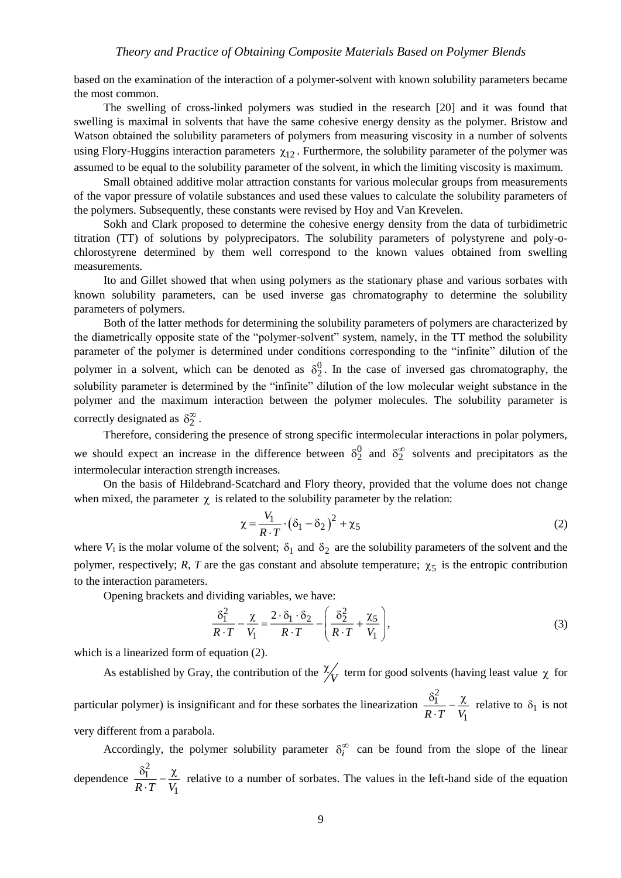based on the examination of the interaction of a polymer-solvent with known solubility parameters became the most common.

The swelling of cross-linked polymers was studied in the research [20] and it was found that swelling is maximal in solvents that have the same cohesive energy density as the polymer. Bristow and Watson obtained the solubility parameters of polymers from measuring viscosity in a number of solvents using Flory-Huggins interaction parameters $\chi_{12}$. Furthermore, the solubility parameter of the polymer was assumed to be equal to the solubility parameter of the solvent, in which the limiting viscosity is maximum.

Small obtained additive molar attraction constants for various molecular groups from measurements of the vapor pressure of volatile substances and used these values to calculate the solubility parameters of the polymers. Subsequently, these constants were revised by Hoy and Van Krevelen.

Sokh and Clark proposed to determine the cohesive energy density from the data of turbidimetric titration (TT) of solutions by polyprecipators. The solubility parameters of polystyrene and poly-o-chlorostyrene determined by them well correspond to the known values obtained from swelling measurements.

Ito and Gillet showed that when using polymers as the stationary phase and various sorbates with known solubility parameters, can be used inverse gas chromatography to determine the solubility parameters of polymers.

Both of the latter methods for determining the solubility parameters of polymers are characterized by the diametrically opposite state of the "polymer-solvent" system, namely, in the TT method the solubility parameter of the polymer is determined under conditions corresponding to the "infinite" dilution of the polymer in a solvent, which can be denoted as $\delta_2^0$. In the case of inversed gas chromatography, the solubility parameter is determined by the "infinite" dilution of the low molecular weight substance in the polymer and the maximum interaction between the polymer molecules. The solubility parameter is correctly designated as $\delta_2^\infty$.

Therefore, considering the presence of strong specific intermolecular interactions in polar polymers, we should expect an increase in the difference between $\delta_2^0$ and $\delta_2^\infty$ solvents and precipitators as the intermolecular interaction strength increases.

On the basis of Hildebrand-Scatchard and Flory theory, provided that the volume does not change when mixed, the parameter $\chi$ is related to the solubility parameter by the relation:

$$\chi = \frac{V_1}{R \cdot T} \cdot \left(\delta_1 - \delta_2\right)^2 + \chi_5 \tag{2}$$

where $V_1$ is the molar volume of the solvent; $\delta_1$ and $\delta_2$ are the solubility parameters of the solvent and the polymer, respectively; $R$, $T$ are the gas constant and absolute temperature; $\chi_5$ is the entropic contribution to the interaction parameters.

Opening brackets and dividing variables, we have:

$$\frac{\delta_1^2}{R \cdot T} - \frac{\chi}{V_1} = \frac{2 \cdot \delta_1 \cdot \delta_2}{R \cdot T} - \left(\frac{\delta_2^2}{R \cdot T} + \frac{\chi_5}{V_1}\right), \tag{3}$$

which is a linearized form of equation (2).

As established by Gray, the contribution of the $\chi/V$ term for good solvents (having least value $\chi$ for particular polymer) is insignificant and for these sorbates the linearization $\frac{\delta_1^2}{R \cdot T} - \frac{\chi}{V_1}$ relative to $\delta_1$ is not very different from a parabola.

Accordingly, the polymer solubility parameter $\delta_i^\infty$ can be found from the slope of the linear dependence $\frac{\delta_1^2}{R \cdot T} - \frac{\chi}{V_1}$ relative to a number of sorbates. The values in the left-hand side of the equation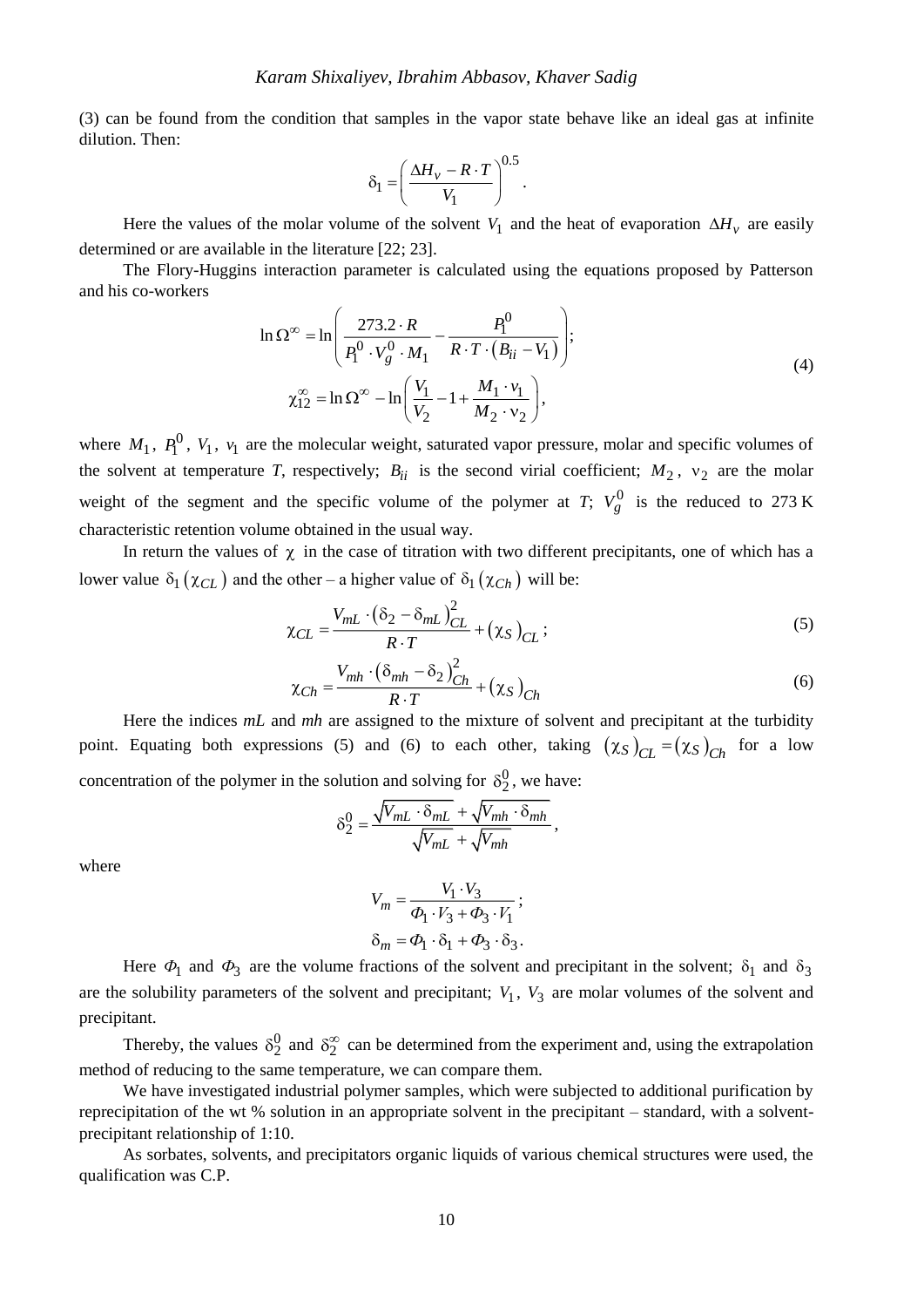(3) can be found from the condition that samples in the vapor state behave like an ideal gas at infinite dilution. Then:

$$\delta_1 = \left( \frac{\Delta H_v - R \cdot T}{V_1} \right)^{0.5}.$$

Here the values of the molar volume of the solvent $V_1$ and the heat of evaporation $\Delta H_v$ are easily determined or are available in the literature [22; 23].

The Flory-Huggins interaction parameter is calculated using the equations proposed by Patterson and his co-workers

$$\ln \Omega^{\infty} = \ln \left( \frac{273.2 \cdot R}{P_1^0 \cdot V_g^0 \cdot M_1} - \frac{P_1^0}{R \cdot T \cdot (B_{ii} - V_1)} \right);$$
$$\chi_{12}^{\infty} = \ln \Omega^{\infty} - \ln \left( \frac{V_1}{V_2} - 1 + \frac{M_1 \cdot \nu_1}{M_2 \cdot \nu_2} \right), \tag{4}$$

where $M_1$, $P_1^0$, $V_1$, $v_1$ are the molecular weight, saturated vapor pressure, molar and specific volumes of the solvent at temperature $T$, respectively; $B_{ii}$ is the second virial coefficient; $M_2$, $\nu_2$ are the molar weight of the segment and the specific volume of the polymer at $T$; $V_g^0$ is the reduced to 273 K characteristic retention volume obtained in the usual way.

In return the values of $\chi$ in the case of titration with two different precipitants, one of which has a lower value $\delta_1(\chi_{CL})$ and the other – a higher value of $\delta_1(\chi_{Ch})$ will be:

$$\chi_{CL} = \frac{V_{mL} \cdot (\delta_2 - \delta_{mL})_{CL}^2}{R \cdot T} + (\chi_S)_{CL}; \tag{5}$$

$$\chi_{Ch} = \frac{V_{mh} \cdot (\delta_{mh} - \delta_2)_{Ch}^2}{R \cdot T} + (\chi_S)_{Ch} \tag{6}$$

Here the indices *mL* and *mh* are assigned to the mixture of solvent and precipitant at the turbidity point. Equating both expressions (5) and (6) to each other, taking $(\chi_S)_{CL} = (\chi_S)_{Ch}$ for a low concentration of the polymer in the solution and solving for $\delta_2^0$, we have:

$$\delta_2^0 = \frac{\sqrt{V_{mL} \cdot \delta_{mL}} + \sqrt{V_{mh} \cdot \delta_{mh}}}{\sqrt{V_{mL}} + \sqrt{V_{mh}}},$$

where

$$V_m = \frac{V_1 \cdot V_3}{\Phi_1 \cdot V_3 + \Phi_3 \cdot V_1};$$
$$\delta_m = \Phi_1 \cdot \delta_1 + \Phi_3 \cdot \delta_3.$$

Here $\Phi_1$ and $\Phi_3$ are the volume fractions of the solvent and precipitant in the solvent; $\delta_1$ and $\delta_3$ are the solubility parameters of the solvent and precipitant; $V_1$, $V_3$ are molar volumes of the solvent and precipitant.

Thereby, the values $\delta_2^0$ and $\delta_2^{\infty}$ can be determined from the experiment and, using the extrapolation method of reducing to the same temperature, we can compare them.

We have investigated industrial polymer samples, which were subjected to additional purification by reprecipitation of the wt % solution in an appropriate solvent in the precipitant – standard, with a solvent-precipitant relationship of 1:10.

As sorbates, solvents, and precipitators organic liquids of various chemical structures were used, the qualification was C.P.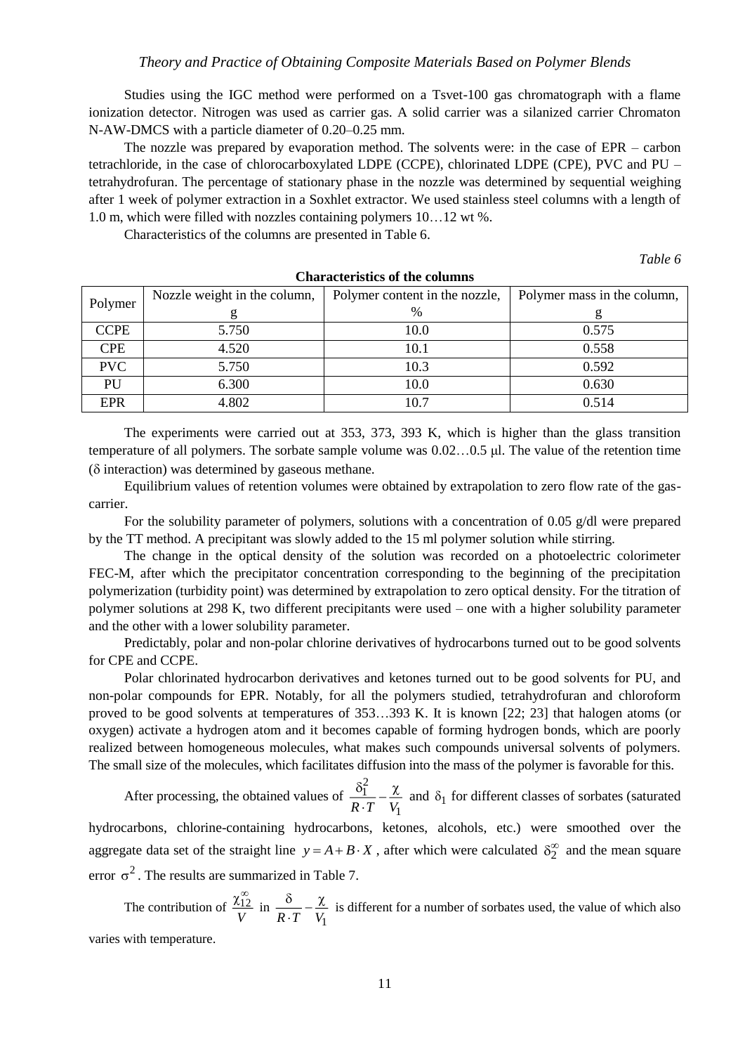Studies using the IGC method were performed on a Tsvet-100 gas chromatograph with a flame ionization detector. Nitrogen was used as carrier gas. A solid carrier was a silanized carrier Chromaton N-AW-DMCS with a particle diameter of 0.20–0.25 mm.

The nozzle was prepared by evaporation method. The solvents were: in the case of EPR – carbon tetrachloride, in the case of chlorocarboxylated LDPE (CCPE), chlorinated LDPE (CPE), PVC and PU – tetrahydrofuran. The percentage of stationary phase in the nozzle was determined by sequential weighing after 1 week of polymer extraction in a Soxhlet extractor. We used stainless steel columns with a length of 1.0 m, which were filled with nozzles containing polymers 10…12 wt %.

Characteristics of the columns are presented in Table 6.

*Table 6*

**Characteristics of the columns**

| Polymer | Nozzle weight in the column, g | Polymer content in the nozzle, % | Polymer mass in the column, g |
|---|---|---|---|
| CCPE | 5.750 | 10.0 | 0.575 |
| CPE | 4.520 | 10.1 | 0.558 |
| PVC | 5.750 | 10.3 | 0.592 |
| PU | 6.300 | 10.0 | 0.630 |
| EPR | 4.802 | 10.7 | 0.514 |

The experiments were carried out at 353, 373, 393 K, which is higher than the glass transition temperature of all polymers. The sorbate sample volume was 0.02…0.5 μl. The value of the retention time ($\delta$ interaction) was determined by gaseous methane.

Equilibrium values of retention volumes were obtained by extrapolation to zero flow rate of the gas-carrier.

For the solubility parameter of polymers, solutions with a concentration of 0.05 g/dl were prepared by the TT method. A precipitant was slowly added to the 15 ml polymer solution while stirring.

The change in the optical density of the solution was recorded on a photoelectric colorimeter FEC-M, after which the precipitator concentration corresponding to the beginning of the precipitation polymerization (turbidity point) was determined by extrapolation to zero optical density. For the titration of polymer solutions at 298 K, two different precipitants were used – one with a higher solubility parameter and the other with a lower solubility parameter.

Predictably, polar and non-polar chlorine derivatives of hydrocarbons turned out to be good solvents for CPE and CCPE.

Polar chlorinated hydrocarbon derivatives and ketones turned out to be good solvents for PU, and non-polar compounds for EPR. Notably, for all the polymers studied, tetrahydrofuran and chloroform proved to be good solvents at temperatures of 353…393 K. It is known [22; 23] that halogen atoms (or oxygen) activate a hydrogen atom and it becomes capable of forming hydrogen bonds, which are poorly realized between homogeneous molecules, what makes such compounds universal solvents of polymers. The small size of the molecules, which facilitates diffusion into the mass of the polymer is favorable for this.

After processing, the obtained values of $\frac{\delta_1^2}{R \cdot T} - \frac{\chi}{V_1}$ and $\delta_1$ for different classes of sorbates (saturated hydrocarbons, chlorine-containing hydrocarbons, ketones, alcohols, etc.) were smoothed over the aggregate data set of the straight line $y = A + B \cdot X$, after which were calculated $\delta_2^\infty$ and the mean square error $\sigma^2$. The results are summarized in Table 7.

The contribution of $\frac{\chi_{12}^\infty}{V}$ in $\frac{\delta}{R \cdot T} - \frac{\chi}{V_1}$ is different for a number of sorbates used, the value of which also varies with temperature.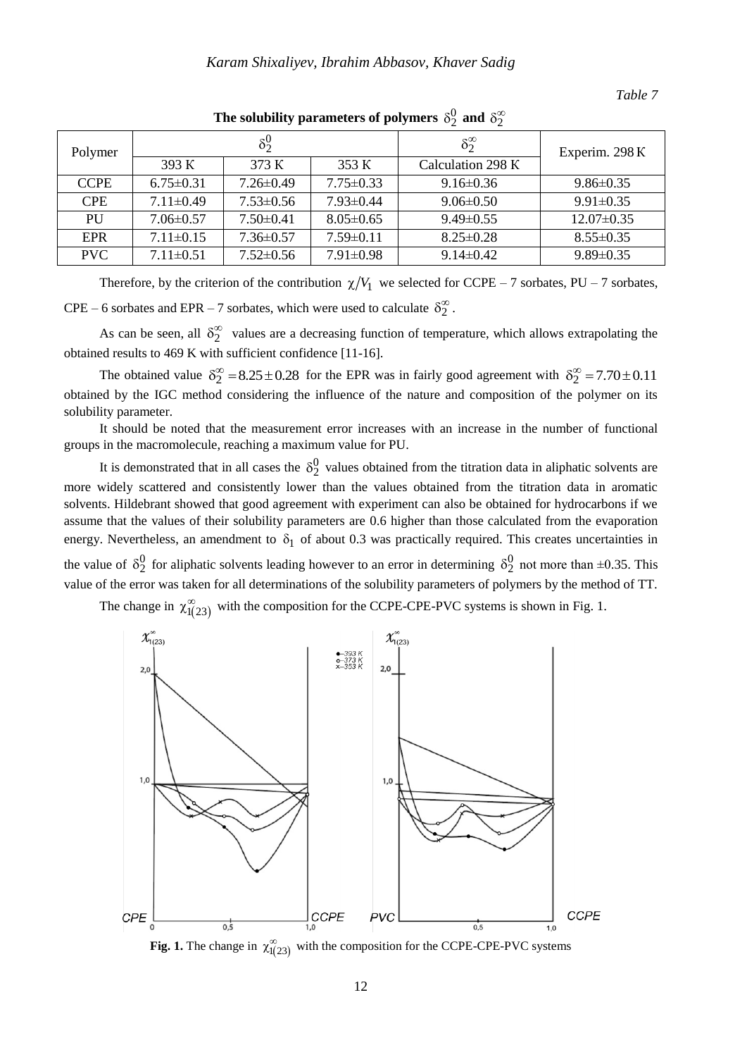*Table 7*

**The solubility parameters of polymers $\delta_2^0$ and $\delta_2^\infty$**

| Polymer | $\delta_2^0$ | | | $\delta_2^\infty$ | Experim. 298 K |
|---|---|---|---|---|---|
| | 393 K | 373 K | 353 K | Calculation 298 K | |
| CCPE | 6.75±0.31 | 7.26±0.49 | 7.75±0.33 | 9.16±0.36 | 9.86±0.35 |
| CPE | 7.11±0.49 | 7.53±0.56 | 7.93±0.44 | 9.06±0.50 | 9.91±0.35 |
| PU | 7.06±0.57 | 7.50±0.41 | 8.05±0.65 | 9.49±0.55 | 12.07±0.35 |
| EPR | 7.11±0.15 | 7.36±0.57 | 7.59±0.11 | 8.25±0.28 | 8.55±0.35 |
| PVC | 7.11±0.51 | 7.52±0.56 | 7.91±0.98 | 9.14±0.42 | 9.89±0.35 |

Therefore, by the criterion of the contribution $\chi/V_1$ we selected for CCPE – 7 sorbates, PU – 7 sorbates, CPE – 6 sorbates and EPR – 7 sorbates, which were used to calculate $\delta_2^\infty$.

As can be seen, all $\delta_2^\infty$ values are a decreasing function of temperature, which allows extrapolating the obtained results to 469 K with sufficient confidence [11-16].

The obtained value $\delta_2^\infty = 8.25 \pm 0.28$ for the EPR was in fairly good agreement with $\delta_2^\infty = 7.70 \pm 0.11$ obtained by the IGC method considering the influence of the nature and composition of the polymer on its solubility parameter.

It should be noted that the measurement error increases with an increase in the number of functional groups in the macromolecule, reaching a maximum value for PU.

It is demonstrated that in all cases the $\delta_2^0$ values obtained from the titration data in aliphatic solvents are more widely scattered and consistently lower than the values obtained from the titration data in aromatic solvents. Hildebrant showed that good agreement with experiment can also be obtained for hydrocarbons if we assume that the values of their solubility parameters are 0.6 higher than those calculated from the evaporation energy. Nevertheless, an amendment to $\delta_1$ of about 0.3 was practically required. This creates uncertainties in the value of $\delta_2^0$ for aliphatic solvents leading however to an error in determining $\delta_2^0$ not more than ±0.35. This value of the error was taken for all determinations of the solubility parameters of polymers by the method of TT.

The change in $\chi_{1(23)}^\infty$ with the composition for the CCPE-CPE-PVC systems is shown in Fig. 1.

**Fig. 1.** The change in $\chi_{1(23)}^\infty$ with the composition for the CCPE-CPE-PVC systems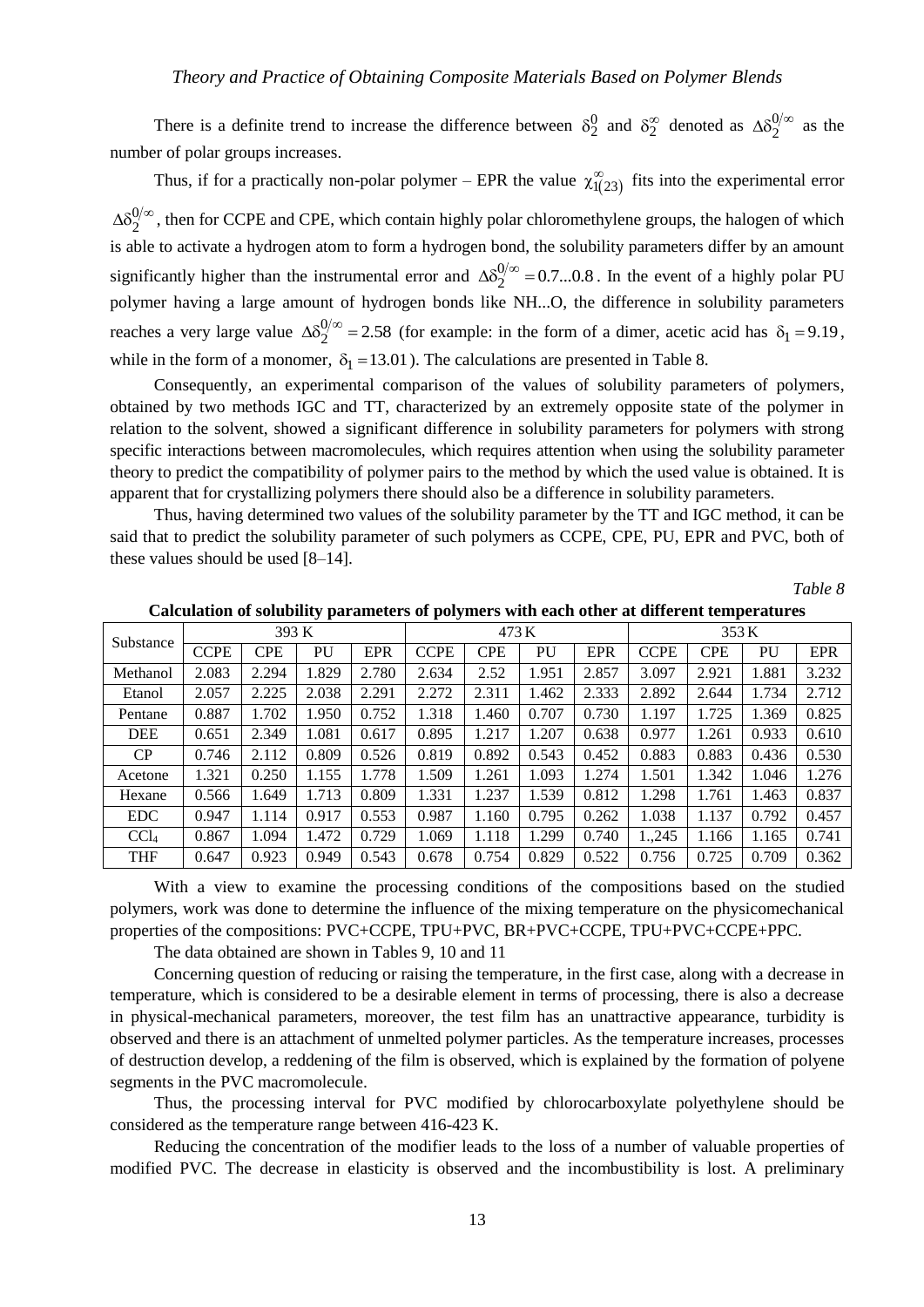There is a definite trend to increase the difference between $\delta_2^0$ and $\delta_2^\infty$ denoted as $\Delta\delta_2^{0/\infty}$ as the number of polar groups increases.

Thus, if for a practically non-polar polymer – EPR the value $\chi_{1(23)}^{\infty}$ fits into the experimental error $\Delta\delta_2^{0/\infty}$, then for CCPE and CPE, which contain highly polar chloromethylene groups, the halogen of which is able to activate a hydrogen atom to form a hydrogen bond, the solubility parameters differ by an amount significantly higher than the instrumental error and $\Delta\delta_2^{0/\infty} = 0.7...0.8$. In the event of a highly polar PU polymer having a large amount of hydrogen bonds like NH...O, the difference in solubility parameters reaches a very large value $\Delta\delta_2^{0/\infty} = 2.58$ (for example: in the form of a dimer, acetic acid has $\delta_1 = 9.19$, while in the form of a monomer, $\delta_1 = 13.01$). The calculations are presented in Table 8.

Consequently, an experimental comparison of the values of solubility parameters of polymers, obtained by two methods IGC and TT, characterized by an extremely opposite state of the polymer in relation to the solvent, showed a significant difference in solubility parameters for polymers with strong specific interactions between macromolecules, which requires attention when using the solubility parameter theory to predict the compatibility of polymer pairs to the method by which the used value is obtained. It is apparent that for crystallizing polymers there should also be a difference in solubility parameters.

Thus, having determined two values of the solubility parameter by the TT and IGC method, it can be said that to predict the solubility parameter of such polymers as CCPE, CPE, PU, EPR and PVC, both of these values should be used [8–14].

*Table 8*

**Calculation of solubility parameters of polymers with each other at different temperatures**

| Substance | 393 K | | | | 473 K | | | | 353 K | | | |
|---|---|---|---|---|---|---|---|---|---|---|---|---|
| | CCPE | CPE | PU | EPR | CCPE | CPE | PU | EPR | CCPE | CPE | PU | EPR |
| Methanol | 2.083 | 2.294 | 1.829 | 2.780 | 2.634 | 2.52 | 1.951 | 2.857 | 3.097 | 2.921 | 1.881 | 3.232 |
| Etanol | 2.057 | 2.225 | 2.038 | 2.291 | 2.272 | 2.311 | 1.462 | 2.333 | 2.892 | 2.644 | 1.734 | 2.712 |
| Pentane | 0.887 | 1.702 | 1.950 | 0.752 | 1.318 | 1.460 | 0.707 | 0.730 | 1.197 | 1.725 | 1.369 | 0.825 |
| DEE | 0.651 | 2.349 | 1.081 | 0.617 | 0.895 | 1.217 | 1.207 | 0.638 | 0.977 | 1.261 | 0.933 | 0.610 |
| CP | 0.746 | 2.112 | 0.809 | 0.526 | 0.819 | 0.892 | 0.543 | 0.452 | 0.883 | 0.883 | 0.436 | 0.530 |
| Acetone | 1.321 | 0.250 | 1.155 | 1.778 | 1.509 | 1.261 | 1.093 | 1.274 | 1.501 | 1.342 | 1.046 | 1.276 |
| Hexane | 0.566 | 1.649 | 1.713 | 0.809 | 1.331 | 1.237 | 1.539 | 0.812 | 1.298 | 1.761 | 1.463 | 0.837 |
| EDC | 0.947 | 1.114 | 0.917 | 0.553 | 0.987 | 1.160 | 0.795 | 0.262 | 1.038 | 1.137 | 0.792 | 0.457 |
| $CCl_4$ | 0.867 | 1.094 | 1.472 | 0.729 | 1.069 | 1.118 | 1.299 | 0.740 | 1.,245 | 1.166 | 1.165 | 0.741 |
| THF | 0.647 | 0.923 | 0.949 | 0.543 | 0.678 | 0.754 | 0.829 | 0.522 | 0.756 | 0.725 | 0.709 | 0.362 |

With a view to examine the processing conditions of the compositions based on the studied polymers, work was done to determine the influence of the mixing temperature on the physicomechanical properties of the compositions: PVC+CCPE, TPU+PVC, BR+PVC+CCPE, TPU+PVC+CCPE+PPC.

The data obtained are shown in Tables 9, 10 and 11

Concerning question of reducing or raising the temperature, in the first case, along with a decrease in temperature, which is considered to be a desirable element in terms of processing, there is also a decrease in physical-mechanical parameters, moreover, the test film has an unattractive appearance, turbidity is observed and there is an attachment of unmelted polymer particles. As the temperature increases, processes of destruction develop, a reddening of the film is observed, which is explained by the formation of polyene segments in the PVC macromolecule.

Thus, the processing interval for PVC modified by chlorocarboxylate polyethylene should be considered as the temperature range between 416-423 K.

Reducing the concentration of the modifier leads to the loss of a number of valuable properties of modified PVC. The decrease in elasticity is observed and the incombustibility is lost. A preliminary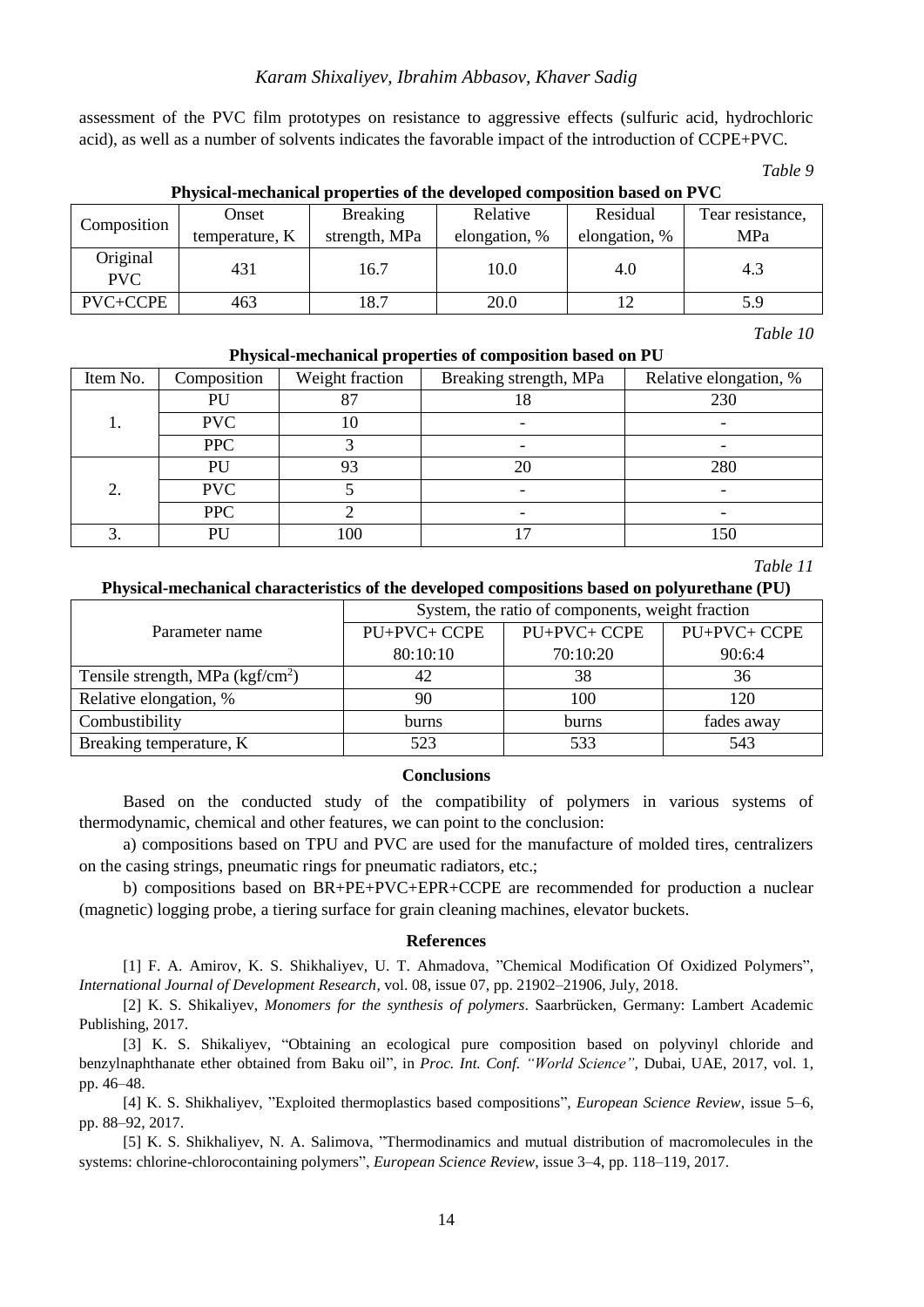assessment of the PVC film prototypes on resistance to aggressive effects (sulfuric acid, hydrochloric acid), as well as a number of solvents indicates the favorable impact of the introduction of CCPE+PVC.

*Table 9*

**Physical-mechanical properties of the developed composition based on PVC**

| Composition | Onset temperature, K | Breaking strength, MPa | Relative elongation, % | Residual elongation, % | Tear resistance, MPa |
|---|---|---|---|---|---|
| Original PVC | 431 | 16.7 | 10.0 | 4.0 | 4.3 |
| PVC+CCPE | 463 | 18.7 | 20.0 | 12 | 5.9 |

*Table 10*

**Physical-mechanical properties of composition based on PU**

| Item No. | Composition | Weight fraction | Breaking strength, MPa | Relative elongation, % |
|---|---|---|---|---|
| 1. | PU | 87 | 18 | 230 |
| | PVC | 10 | - | - |
| | PPC | 3 | - | - |
| 2. | PU | 93 | 20 | 280 |
| | PVC | 5 | - | - |
| | PPC | 2 | - | - |
| 3. | PU | 100 | 17 | 150 |

*Table 11*

**Physical-mechanical characteristics of the developed compositions based on polyurethane (PU)**

| Parameter name | System, the ratio of components, weight fraction | | |
|---|---|---|---|
| | PU+PVC+ CCPE 80:10:10 | PU+PVC+ CCPE 70:10:20 | PU+PVC+ CCPE 90:6:4 |
| Tensile strength, MPa (kgf/cm$^2$) | 42 | 38 | 36 |
| Relative elongation, % | 90 | 100 | 120 |
| Combustibility | burns | burns | fades away |
| Breaking temperature, K | 523 | 533 | 543 |

## Conclusions

Based on the conducted study of the compatibility of polymers in various systems of thermodynamic, chemical and other features, we can point to the conclusion:

a) compositions based on TPU and PVC are used for the manufacture of molded tires, centralizers on the casing strings, pneumatic rings for pneumatic radiators, etc.;

b) compositions based on BR+PE+PVC+EPR+CCPE are recommended for production a nuclear (magnetic) logging probe, a tiering surface for grain cleaning machines, elevator buckets.

## References

[1] F. A. Amirov, K. S. Shikhaliyev, U. T. Ahmadova, "Chemical Modification Of Oxidized Polymers", *International Journal of Development Research,* vol. 08, issue 07, pp. 21902–21906, July, 2018.

[2] K. S. Shikaliyev, *Monomers for the synthesis of polymers*. Saarbrücken, Germany: Lambert Academic Publishing, 2017.

[3] K. S. Shikaliyev, "Obtaining an ecological pure composition based on polyvinyl chloride and benzylnaphthanate ether obtained from Baku oil", in *Proc. Int. Conf. "World Science"*, Dubai, UAE, 2017, vol. 1, pp. 46–48.

[4] K. S. Shikhaliyev, "Exploited thermoplastics based compositions", *European Science Review*, issue 5–6, pp. 88–92, 2017.

[5] K. S. Shikhaliyev, N. A. Salimova, "Thermodinamics and mutual distribution of macromolecules in the systems: chlorine-chlorocontaining polymers", *European Science Review*, issue 3–4, pp. 118–119, 2017.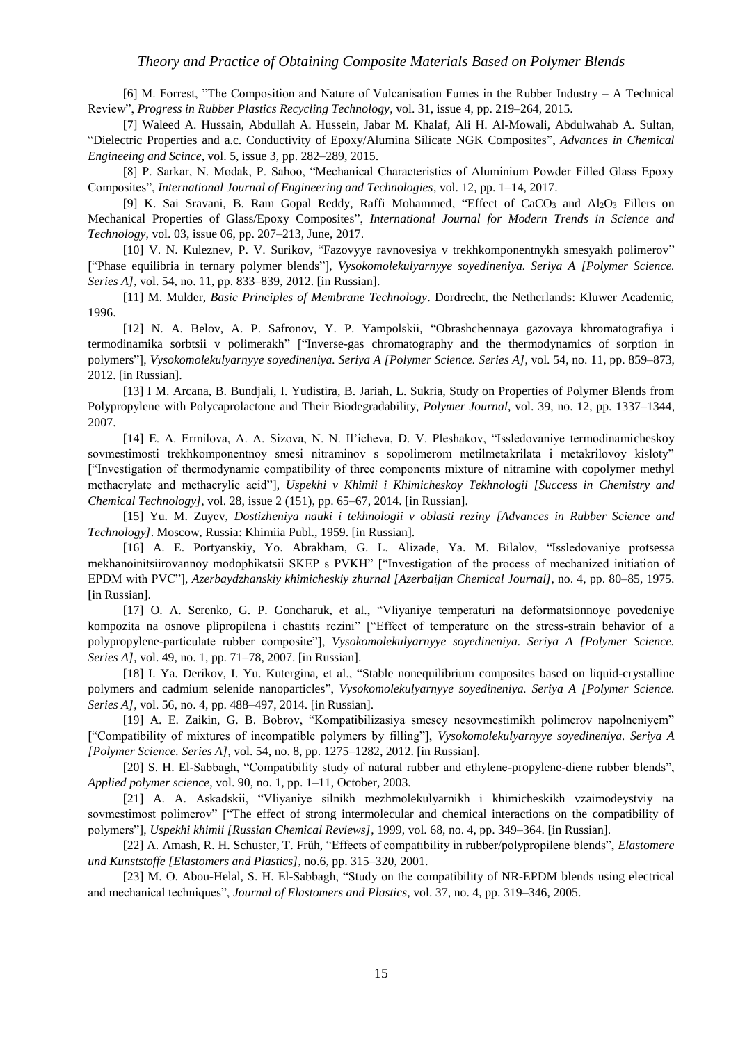[6] M. Forrest, "The Composition and Nature of Vulcanisation Fumes in the Rubber Industry – A Technical Review", *Progress in Rubber Plastics Recycling Technology*, vol. 31, issue 4, pp. 219–264, 2015.

[7] Waleed A. Hussain, Abdullah A. Hussein, Jabar M. Khalaf, Ali H. Al-Mowali, Abdulwahab A. Sultan, "Dielectric Properties and a.c. Conductivity of Epoxy/Alumina Silicate NGK Composites", *Advances in Chemical Engineeing and Scince*, vol. 5, issue 3, pp. 282–289, 2015.

[8] P. Sarkar, N. Modak, P. Sahoo, "Mechanical Characteristics of Aluminium Powder Filled Glass Epoxy Composites", *International Journal of Engineering and Technologies*, vol. 12, pp. 1–14, 2017.

[9] K. Sai Sravani, B. Ram Gopal Reddy, Raffi Mohammed, "Effect of $CaCO_3$ and $Al_2O_3$ Fillers on Mechanical Properties of Glass/Epoxy Composites", *International Journal for Modern Trends in Science and Technology*, vol. 03, issue 06, pp. 207–213, June, 2017.

[10] V. N. Kuleznev, P. V. Surikov, "Fazovyye ravnovesiya v trekhkomponentnykh smesyakh polimerov" ["Phase equilibria in ternary polymer blends"], *Vysokomolekulyarnyye soyedineniya. Seriya A [Polymer Science. Series A]*, vol. 54, no. 11, pp. 833–839, 2012. [in Russian].

[11] M. Mulder, *Basic Principles of Membrane Technology*. Dordrecht, the Netherlands: Kluwer Academic, 1996.

[12] N. A. Belov, A. P. Safronov, Y. P. Yampolskii, "Obrashchennaya gazovaya khromatografiya i termodinamika sorbtsii v polimerakh" ["Inverse-gas chromatography and the thermodynamics of sorption in polymers"], *Vysokomolekulyarnyye soyedineniya. Seriya A [Polymer Science. Series A]*, vol. 54, no. 11, pp. 859–873, 2012. [in Russian].

[13] I M. Arcana, B. Bundjali, I. Yudistira, B. Jariah, L. Sukria, Study on Properties of Polymer Blends from Polypropylene with Polycaprolactone and Their Biodegradability, *Polymer Journal*, vol. 39, no. 12, pp. 1337–1344, 2007.

[14] E. A. Ermilova, A. A. Sizova, N. N. Il'icheva, D. V. Pleshakov, "Issledovaniye termodinamicheskoy sovmestimosti trekhkomponentnoy smesi nitraminov s sopolimerom metilmetakrilata i metakrilovoy kisloty" ["Investigation of thermodynamic compatibility of three components mixture of nitramine with copolymer methyl methacrylate and methacrylic acid"], *Uspekhi v Khimii i Khimicheskoy Tekhnologii [Success in Chemistry and Chemical Technology]*, vol. 28, issue 2 (151), pp. 65–67, 2014. [in Russian].

[15] Yu. M. Zuyev, *Dostizheniya nauki i tekhnologii v oblasti reziny [Advances in Rubber Science and Technology]*. Moscow, Russia: Khimiia Publ., 1959. [in Russian].

[16] A. E. Portyanskiy, Yo. Abrakham, G. L. Alizade, Ya. M. Bilalov, "Issledovaniye protsessa mekhanoinitsiirovannoy modophikatsii SKEP s PVKH" ["Investigation of the process of mechanized initiation of EPDM with PVC"], *Azerbaydzhanskiy khimicheskiy zhurnal [Azerbaijan Chemical Journal]*, no. 4, pp. 80–85, 1975. [in Russian].

[17] O. A. Serenko, G. P. Goncharuk, et al., "Vliyaniye temperaturi na deformatsionnoye povedeniye kompozita na osnove plipropilena i chastits rezini" ["Effect of temperature on the stress-strain behavior of a polypropylene-particulate rubber composite"], *Vysokomolekulyarnyye soyedineniya. Seriya A [Polymer Science. Series A]*, vol. 49, no. 1, pp. 71–78, 2007. [in Russian].

[18] I. Ya. Derikov, I. Yu. Kutergina, et al., "Stable nonequilibrium composites based on liquid-crystalline polymers and cadmium selenide nanoparticles", *Vysokomolekulyarnyye soyedineniya. Seriya A [Polymer Science. Series A]*, vol. 56, no. 4, pp. 488–497, 2014. [in Russian].

[19] A. E. Zaikin, G. B. Bobrov, "Kompatibilizasiya smesey nesovmestimikh polimerov napolneniyem" ["Compatibility of mixtures of incompatible polymers by filling"], *Vysokomolekulyarnyye soyedineniya. Seriya A [Polymer Science. Series A]*, vol. 54, no. 8, pp. 1275–1282, 2012. [in Russian].

[20] S. H. El-Sabbagh, "Compatibility study of natural rubber and ethylene-propylene-diene rubber blends", *Applied polymer science*, vol. 90, no. 1, pp. 1–11, October, 2003.

[21] A. A. Askadskii, "Vliyaniye silnikh mezhmolekulyarnikh i khimicheskikh vzaimodeystviy na sovmestimost polimerov" ["The effect of strong intermolecular and chemical interactions on the compatibility of polymers"], *Uspekhi khimii [Russian Chemical Reviews]*, 1999, vol. 68, no. 4, pp. 349–364. [in Russian].

[22] A. Amash, R. H. Schuster, T. Früh, "Effects of compatibility in rubber/polypropilene blends", *Elastomere und Kunststoffe [Elastomers and Plastics]*, no.6, pp. 315–320, 2001.

[23] M. O. Abou-Helal, S. H. El-Sabbagh, "Study on the compatibility of NR-EPDM blends using electrical and mechanical techniques", *Journal of Elastomers and Plastics*, vol. 37, no. 4, pp. 319–346, 2005.